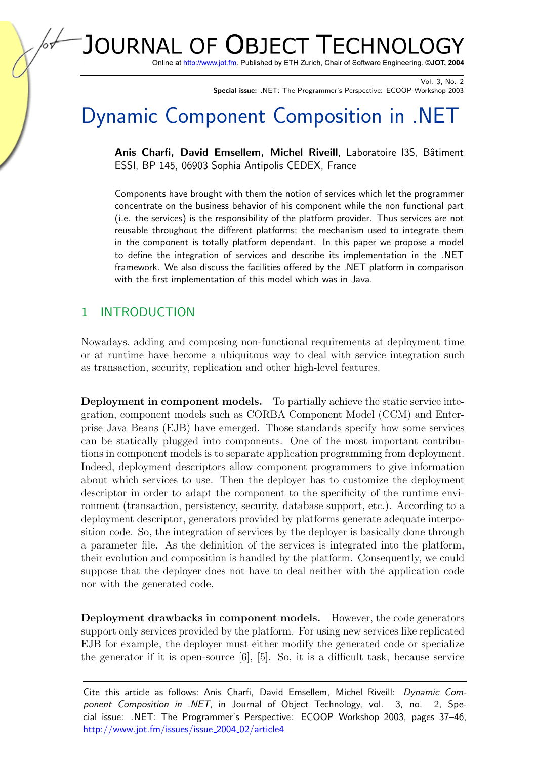# Dynamic Component Composition in .NET

**Anis Charfi, David Emsellem, Michel Riveill**, Laboratoire I3S, Bâtiment ESSI, BP 145, 06903 Sophia Antipolis CEDEX, France

Components have brought with them the notion of services which let the programmer concentrate on the business behavior of his component while the non functional part (i.e. the services) is the responsibility of the platform provider. Thus services are not reusable throughout the different platforms; the mechanism used to integrate them in the component is totally platform dependant. In this paper we propose a model to define the integration of services and describe its implementation in the .NET framework. We also discuss the facilities offered by the .NET platform in comparison with the first implementation of this model which was in Java.

## 1 INTRODUCTION

Nowadays, adding and composing non-functional requirements at deployment time or at runtime have become a ubiquitous way to deal with service integration such as transaction, security, replication and other high-level features.

**Deployment in component models.** To partially achieve the static service integration, component models such as CORBA Component Model (CCM) and Enterprise Java Beans (EJB) have emerged. Those standards specify how some services can be statically plugged into components. One of the most important contributions in component models is to separate application programming from deployment. Indeed, deployment descriptors allow component programmers to give information about which services to use. Then the deployer has to customize the deployment descriptor in order to adapt the component to the specificity of the runtime environment (transaction, persistency, security, database support, etc.). According to a deployment descriptor, generators provided by platforms generate adequate interposition code. So, the integration of services by the deployer is basically done through a parameter file. As the definition of the services is integrated into the platform, their evolution and composition is handled by the platform. Consequently, we could suppose that the deployer does not have to deal neither with the application code nor with the generated code.

**Deployment drawbacks in component models.** However, the code generators support only services provided by the platform. For using new services like replicated EJB for example, the deployer must either modify the generated code or specialize the generator if it is open-source [6], [5]. So, it is a difficult task, because service

Cite this article as follows: Anis Charfi, David Emsellem, Michel Riveill: *Dynamic Component Composition in .NET*, in Journal of Object Technology, vol. 3, no. 2, Special issue: .NET: The Programmer's Perspective: ECOOP Workshop 2003, pages 37–46, http://www.jot.fm/issues/issue_2004_02/article4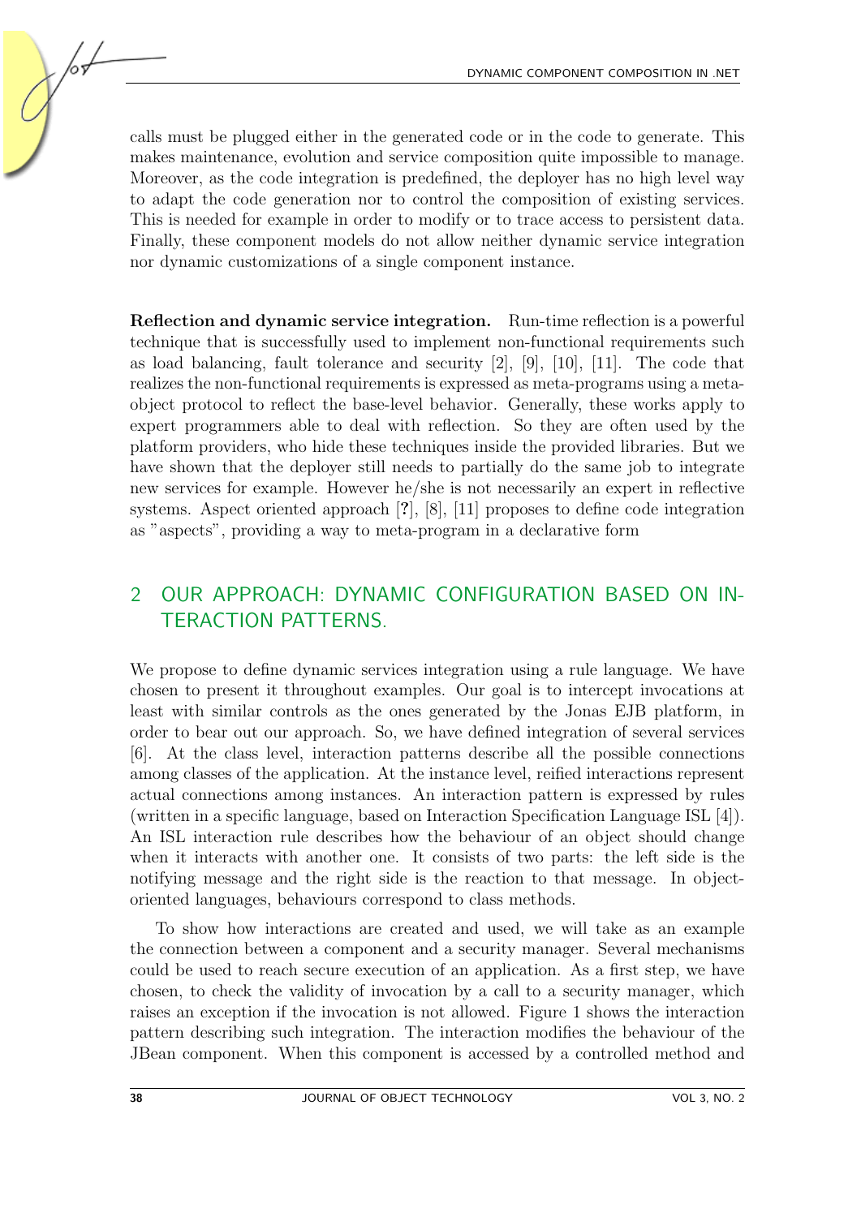calls must be plugged either in the generated code or in the code to generate. This makes maintenance, evolution and service composition quite impossible to manage. Moreover, as the code integration is predefined, the deployer has no high level way to adapt the code generation nor to control the composition of existing services. This is needed for example in order to modify or to trace access to persistent data. Finally, these component models do not allow neither dynamic service integration nor dynamic customizations of a single component instance.

**Reflection and dynamic service integration.** Run-time reflection is a powerful technique that is successfully used to implement non-functional requirements such as load balancing, fault tolerance and security [2], [9], [10], [11]. The code that realizes the non-functional requirements is expressed as meta-programs using a meta-object protocol to reflect the base-level behavior. Generally, these works apply to expert programmers able to deal with reflection. So they are often used by the platform providers, who hide these techniques inside the provided libraries. But we have shown that the deployer still needs to partially do the same job to integrate new services for example. However he/she is not necessarily an expert in reflective systems. Aspect oriented approach [**?**], [8], [11] proposes to define code integration as "aspects", providing a way to meta-program in a declarative form

## 2 OUR APPROACH: DYNAMIC CONFIGURATION BASED ON INTERACTION PATTERNS.

We propose to define dynamic services integration using a rule language. We have chosen to present it throughout examples. Our goal is to intercept invocations at least with similar controls as the ones generated by the Jonas EJB platform, in order to bear out our approach. So, we have defined integration of several services [6]. At the class level, interaction patterns describe all the possible connections among classes of the application. At the instance level, reified interactions represent actual connections among instances. An interaction pattern is expressed by rules (written in a specific language, based on Interaction Specification Language ISL [4]). An ISL interaction rule describes how the behaviour of an object should change when it interacts with another one. It consists of two parts: the left side is the notifying message and the right side is the reaction to that message. In object-oriented languages, behaviours correspond to class methods.

To show how interactions are created and used, we will take as an example the connection between a component and a security manager. Several mechanisms could be used to reach secure execution of an application. As a first step, we have chosen, to check the validity of invocation by a call to a security manager, which raises an exception if the invocation is not allowed. Figure 1 shows the interaction pattern describing such integration. The interaction modifies the behaviour of the JBean component. When this component is accessed by a controlled method and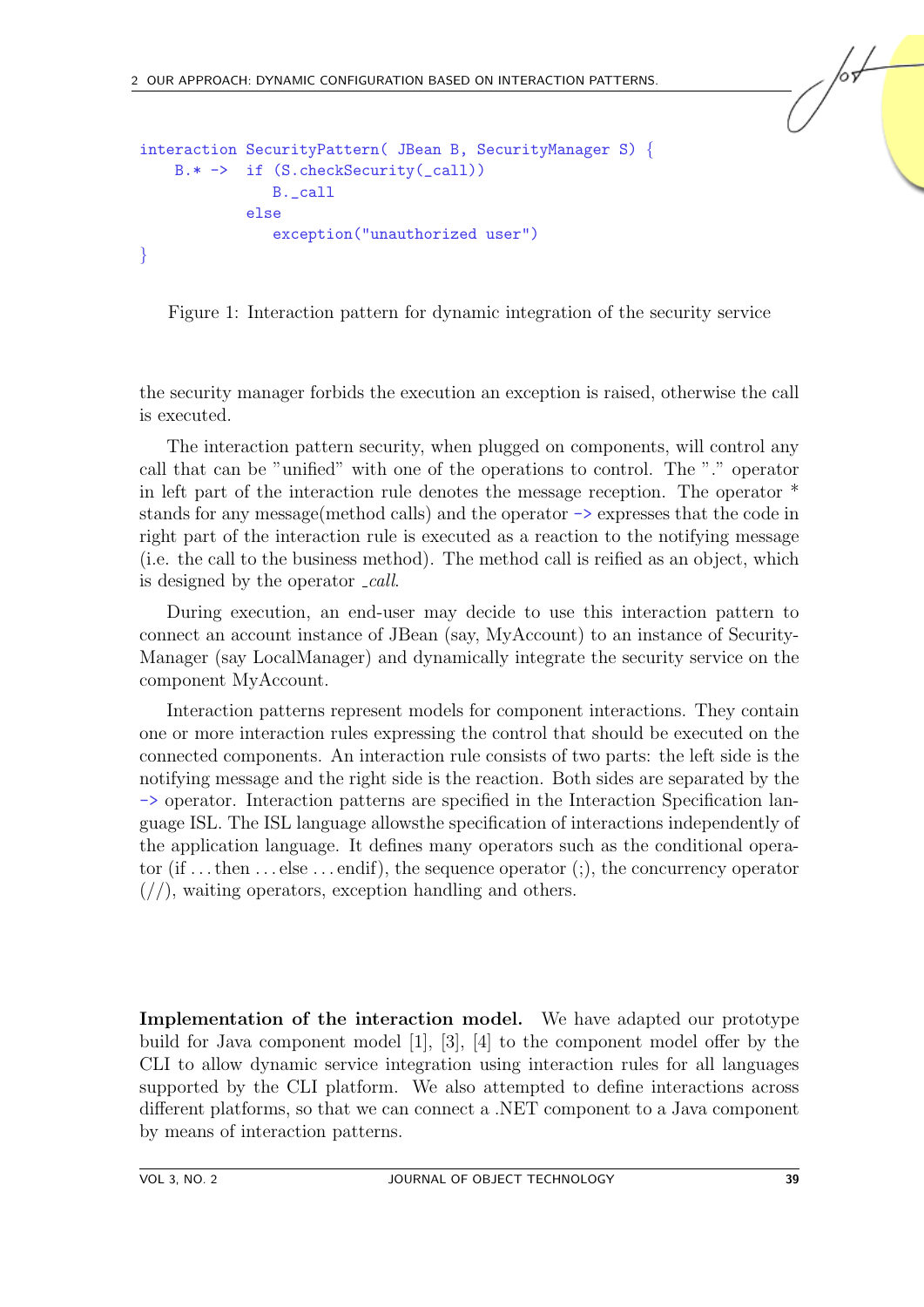```
interaction SecurityPattern( JBean B, SecurityManager S) {
    B.* ->  if (S.checkSecurity(_call))
               B._call
            else
               exception("unauthorized user")
}
```

Figure 1: Interaction pattern for dynamic integration of the security service

the security manager forbids the execution an exception is raised, otherwise the call is executed.

The interaction pattern security, when plugged on components, will control any call that can be "unified" with one of the operations to control. The "." operator in left part of the interaction rule denotes the message reception. The operator * stands for any message(method calls) and the operator -> expresses that the code in right part of the interaction rule is executed as a reaction to the notifying message (i.e. the call to the business method). The method call is reified as an object, which is designed by the operator *_call*.

During execution, an end-user may decide to use this interaction pattern to connect an account instance of JBean (say, MyAccount) to an instance of SecurityManager (say LocalManager) and dynamically integrate the security service on the component MyAccount.

Interaction patterns represent models for component interactions. They contain one or more interaction rules expressing the control that should be executed on the connected components. An interaction rule consists of two parts: the left side is the notifying message and the right side is the reaction. Both sides are separated by the -> operator. Interaction patterns are specified in the Interaction Specification language ISL. The ISL language allowsthe specification of interactions independently of the application language. It defines many operators such as the conditional operator (if ... then ... else ... endif), the sequence operator (;), the concurrency operator (//), waiting operators, exception handling and others.

**Implementation of the interaction model.** We have adapted our prototype build for Java component model [1], [3], [4] to the component model offer by the CLI to allow dynamic service integration using interaction rules for all languages supported by the CLI platform. We also attempted to define interactions across different platforms, so that we can connect a .NET component to a Java component by means of interaction patterns.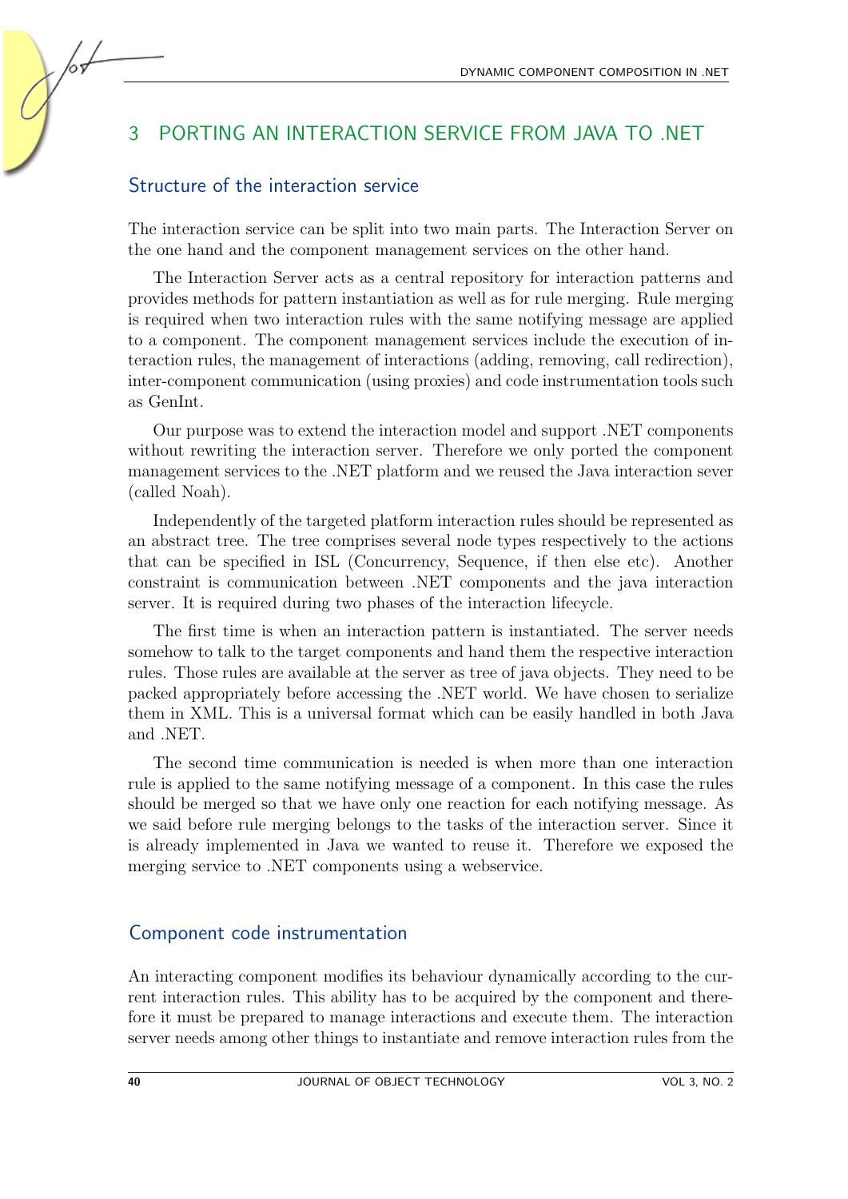## 3 PORTING AN INTERACTION SERVICE FROM JAVA TO .NET

### Structure of the interaction service

The interaction service can be split into two main parts. The Interaction Server on the one hand and the component management services on the other hand.

The Interaction Server acts as a central repository for interaction patterns and provides methods for pattern instantiation as well as for rule merging. Rule merging is required when two interaction rules with the same notifying message are applied to a component. The component management services include the execution of interaction rules, the management of interactions (adding, removing, call redirection), inter-component communication (using proxies) and code instrumentation tools such as GenInt.

Our purpose was to extend the interaction model and support .NET components without rewriting the interaction server. Therefore we only ported the component management services to the .NET platform and we reused the Java interaction sever (called Noah).

Independently of the targeted platform interaction rules should be represented as an abstract tree. The tree comprises several node types respectively to the actions that can be specified in ISL (Concurrency, Sequence, if then else etc). Another constraint is communication between .NET components and the java interaction server. It is required during two phases of the interaction lifecycle.

The first time is when an interaction pattern is instantiated. The server needs somehow to talk to the target components and hand them the respective interaction rules. Those rules are available at the server as tree of java objects. They need to be packed appropriately before accessing the .NET world. We have chosen to serialize them in XML. This is a universal format which can be easily handled in both Java and .NET.

The second time communication is needed is when more than one interaction rule is applied to the same notifying message of a component. In this case the rules should be merged so that we have only one reaction for each notifying message. As we said before rule merging belongs to the tasks of the interaction server. Since it is already implemented in Java we wanted to reuse it. Therefore we exposed the merging service to .NET components using a webservice.

### Component code instrumentation

An interacting component modifies its behaviour dynamically according to the current interaction rules. This ability has to be acquired by the component and therefore it must be prepared to manage interactions and execute them. The interaction server needs among other things to instantiate and remove interaction rules from the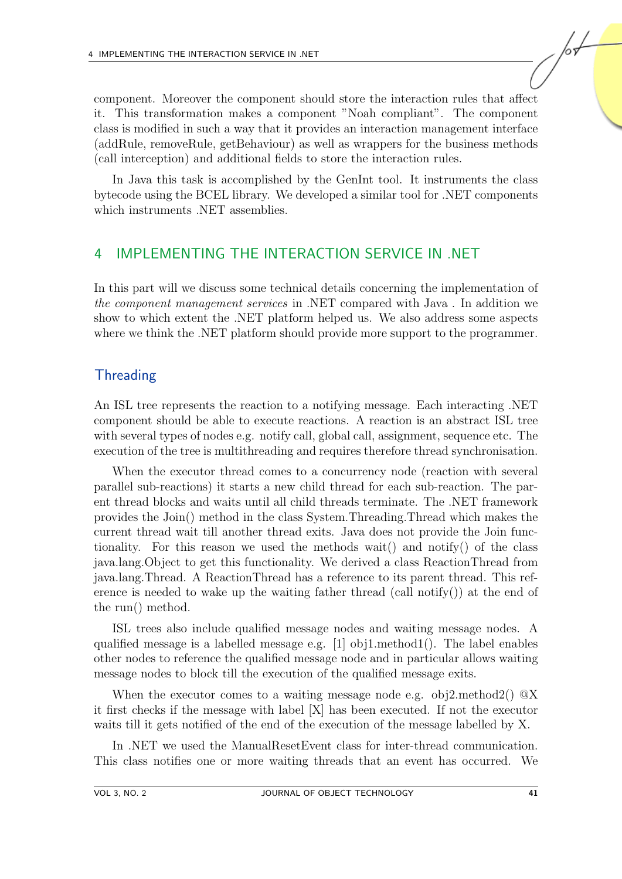component. Moreover the component should store the interaction rules that affect it. This transformation makes a component "Noah compliant". The component class is modified in such a way that it provides an interaction management interface (addRule, removeRule, getBehaviour) as well as wrappers for the business methods (call interception) and additional fields to store the interaction rules.

In Java this task is accomplished by the GenInt tool. It instruments the class bytecode using the BCEL library. We developed a similar tool for .NET components which instruments .NET assemblies.

# 4 IMPLEMENTING THE INTERACTION SERVICE IN .NET

In this part will we discuss some technical details concerning the implementation of *the component management services* in .NET compared with Java . In addition we show to which extent the .NET platform helped us. We also address some aspects where we think the .NET platform should provide more support to the programmer.

## Threading

An ISL tree represents the reaction to a notifying message. Each interacting .NET component should be able to execute reactions. A reaction is an abstract ISL tree with several types of nodes e.g. notify call, global call, assignment, sequence etc. The execution of the tree is multithreading and requires therefore thread synchronisation.

When the executor thread comes to a concurrency node (reaction with several parallel sub-reactions) it starts a new child thread for each sub-reaction. The parent thread blocks and waits until all child threads terminate. The .NET framework provides the Join() method in the class System.Threading.Thread which makes the current thread wait till another thread exits. Java does not provide the Join functionality. For this reason we used the methods wait() and notify() of the class java.lang.Object to get this functionality. We derived a class ReactionThread from java.lang.Thread. A ReactionThread has a reference to its parent thread. This reference is needed to wake up the waiting father thread (call notify()) at the end of the run() method.

ISL trees also include qualified message nodes and waiting message nodes. A qualified message is a labelled message e.g. [1] obj1.method1(). The label enables other nodes to reference the qualified message node and in particular allows waiting message nodes to block till the execution of the qualified message exits.

When the executor comes to a waiting message node e.g. obj2.method2() @X it first checks if the message with label [X] has been executed. If not the executor waits till it gets notified of the end of the execution of the message labelled by X.

In .NET we used the ManualResetEvent class for inter-thread communication. This class notifies one or more waiting threads that an event has occurred. We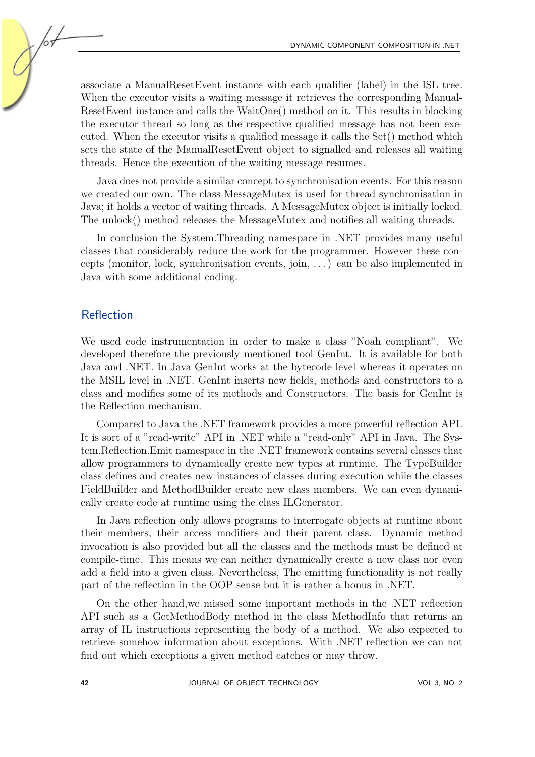associate a ManualResetEvent instance with each qualifier (label) in the ISL tree. When the executor visits a waiting message it retrieves the corresponding ManualResetEvent instance and calls the WaitOne() method on it. This results in blocking the executor thread so long as the respective qualified message has not been executed. When the executor visits a qualified message it calls the Set() method which sets the state of the ManualResetEvent object to signalled and releases all waiting threads. Hence the execution of the waiting message resumes.

Java does not provide a similar concept to synchronisation events. For this reason we created our own. The class MessageMutex is used for thread synchronisation in Java; it holds a vector of waiting threads. A MessageMutex object is initially locked. The unlock() method releases the MessageMutex and notifies all waiting threads.

In conclusion the System.Threading namespace in .NET provides many useful classes that considerably reduce the work for the programmer. However these concepts (monitor, lock, synchronisation events, join, ...) can be also implemented in Java with some additional coding.

## Reflection

We used code instrumentation in order to make a class "Noah compliant". We developed therefore the previously mentioned tool GenInt. It is available for both Java and .NET. In Java GenInt works at the bytecode level whereas it operates on the MSIL level in .NET. GenInt inserts new fields, methods and constructors to a class and modifies some of its methods and Constructors. The basis for GenInt is the Reflection mechanism.

Compared to Java the .NET framework provides a more powerful reflection API. It is sort of a "read-write" API in .NET while a "read-only" API in Java. The System.Reflection.Emit namespace in the .NET framework contains several classes that allow programmers to dynamically create new types at runtime. The TypeBuilder class defines and creates new instances of classes during execution while the classes FieldBuilder and MethodBuilder create new class members. We can even dynamically create code at runtime using the class ILGenerator.

In Java reflection only allows programs to interrogate objects at runtime about their members, their access modifiers and their parent class. Dynamic method invocation is also provided but all the classes and the methods must be defined at compile-time. This means we can neither dynamically create a new class nor even add a field into a given class. Nevertheless, The emitting functionality is not really part of the reflection in the OOP sense but it is rather a bonus in .NET.

On the other hand,we missed some important methods in the .NET reflection API such as a GetMethodBody method in the class MethodInfo that returns an array of IL instructions representing the body of a method. We also expected to retrieve somehow information about exceptions. With .NET reflection we can not find out which exceptions a given method catches or may throw.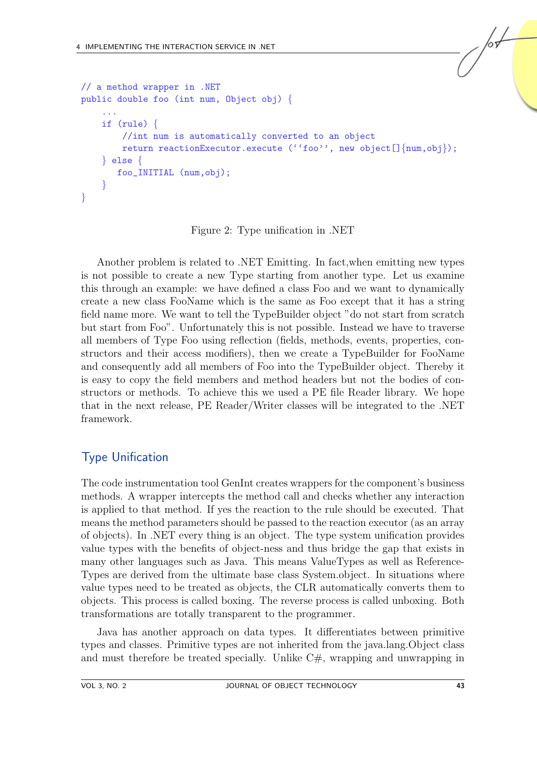```
// a method wrapper in .NET
public double foo (int num, Object obj) {
    ...
    if (rule) {
        //int num is automatically converted to an object
        return reactionExecutor.execute (‘‘foo’’, new object[]{num,obj});
    } else {
       foo_INITIAL (num,obj);
    }
}
```

Figure 2: Type unification in .NET

Another problem is related to .NET Emitting. In fact,when emitting new types is not possible to create a new Type starting from another type. Let us examine this through an example: we have defined a class Foo and we want to dynamically create a new class FooName which is the same as Foo except that it has a string field name more. We want to tell the TypeBuilder object "do not start from scratch but start from Foo". Unfortunately this is not possible. Instead we have to traverse all members of Type Foo using reflection (fields, methods, events, properties, constructors and their access modifiers), then we create a TypeBuilder for FooName and consequently add all members of Foo into the TypeBuilder object. Thereby it is easy to copy the field members and method headers but not the bodies of constructors or methods. To achieve this we used a PE file Reader library. We hope that in the next release, PE Reader/Writer classes will be integrated to the .NET framework.

## Type Unification

The code instrumentation tool GenInt creates wrappers for the component's business methods. A wrapper intercepts the method call and checks whether any interaction is applied to that method. If yes the reaction to the rule should be executed. That means the method parameters should be passed to the reaction executor (as an array of objects). In .NET every thing is an object. The type system unification provides value types with the benefits of object-ness and thus bridge the gap that exists in many other languages such as Java. This means ValueTypes as well as Reference-Types are derived from the ultimate base class System.object. In situations where value types need to be treated as objects, the CLR automatically converts them to objects. This process is called boxing. The reverse process is called unboxing. Both transformations are totally transparent to the programmer.

Java has another approach on data types. It differentiates between primitive types and classes. Primitive types are not inherited from the java.lang.Object class and must therefore be treated specially. Unlike C#, wrapping and unwrapping in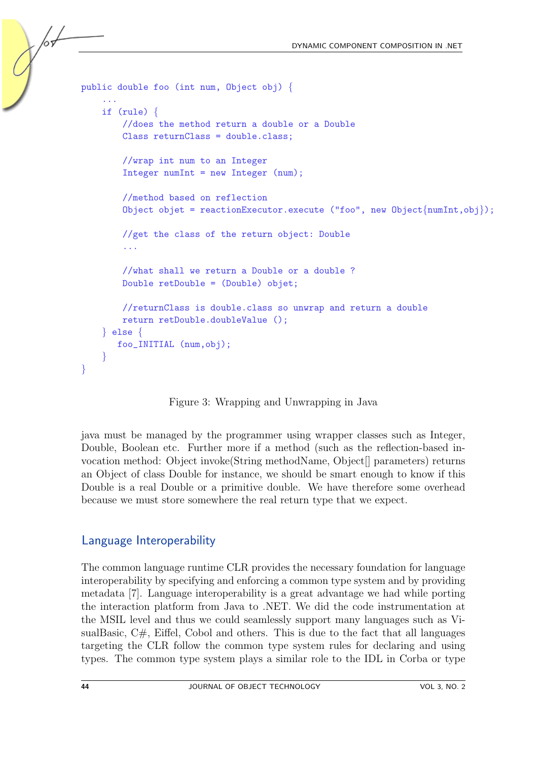```
public double foo (int num, Object obj) {
    ...
    if (rule) {
        //does the method return a double or a Double
        Class returnClass = double.class;

        //wrap int num to an Integer
        Integer numInt = new Integer (num);

        //method based on reflection
        Object objet = reactionExecutor.execute ("foo", new Object{numInt,obj});

        //get the class of the return object: Double
        ...

        //what shall we return a Double or a double ?
        Double retDouble = (Double) objet;

        //returnClass is double.class so unwrap and return a double
        return retDouble.doubleValue ();
    } else {
       foo_INITIAL (num,obj);
    }
}
```

Figure 3: Wrapping and Unwrapping in Java

java must be managed by the programmer using wrapper classes such as Integer, Double, Boolean etc. Further more if a method (such as the reflection-based invocation method: Object invoke(String methodName, Object[] parameters) returns an Object of class Double for instance, we should be smart enough to know if this Double is a real Double or a primitive double. We have therefore some overhead because we must store somewhere the real return type that we expect.

## Language Interoperability

The common language runtime CLR provides the necessary foundation for language interoperability by specifying and enforcing a common type system and by providing metadata [7]. Language interoperability is a great advantage we had while porting the interaction platform from Java to .NET. We did the code instrumentation at the MSIL level and thus we could seamlessly support many languages such as VisualBasic, C#, Eiffel, Cobol and others. This is due to the fact that all languages targeting the CLR follow the common type system rules for declaring and using types. The common type system plays a similar role to the IDL in Corba or type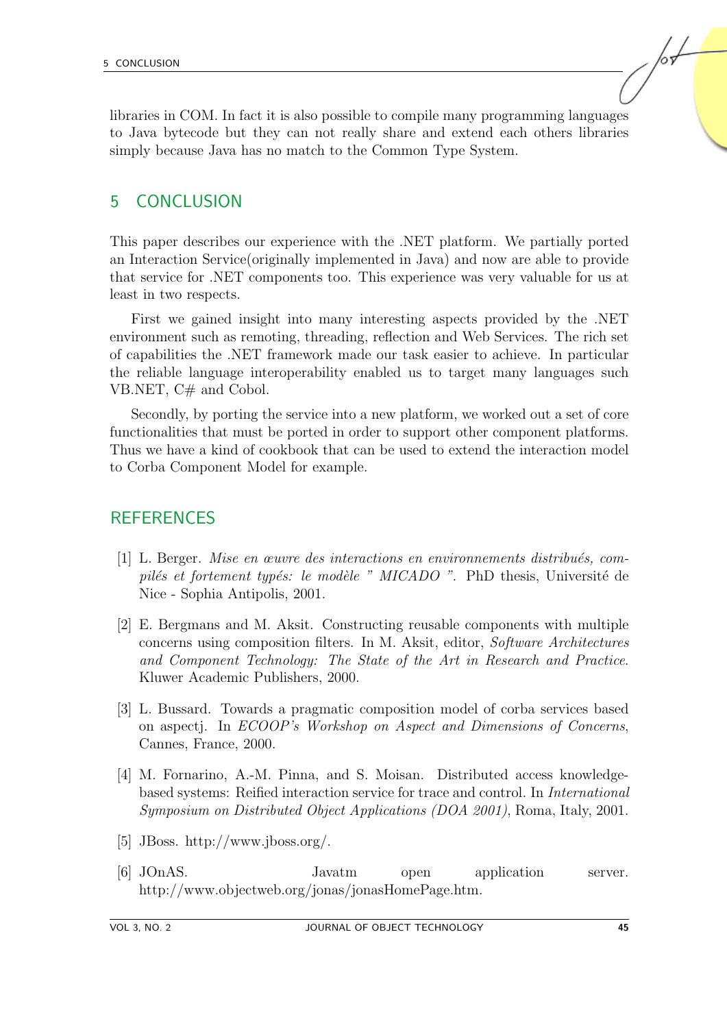libraries in COM. In fact it is also possible to compile many programming languages to Java bytecode but they can not really share and extend each others libraries simply because Java has no match to the Common Type System.

## 5 CONCLUSION

This paper describes our experience with the .NET platform. We partially ported an Interaction Service(originally implemented in Java) and now are able to provide that service for .NET components too. This experience was very valuable for us at least in two respects.

First we gained insight into many interesting aspects provided by the .NET environment such as remoting, threading, reflection and Web Services. The rich set of capabilities the .NET framework made our task easier to achieve. In particular the reliable language interoperability enabled us to target many languages such VB.NET, C# and Cobol.

Secondly, by porting the service into a new platform, we worked out a set of core functionalities that must be ported in order to support other component platforms. Thus we have a kind of cookbook that can be used to extend the interaction model to Corba Component Model for example.

## REFERENCES

[1] L. Berger. *Mise en œuvre des interactions en environnements distribués, compilés et fortement typés: le modèle " MICADO "*. PhD thesis, Université de Nice - Sophia Antipolis, 2001.

[2] E. Bergmans and M. Aksit. Constructing reusable components with multiple concerns using composition filters. In M. Aksit, editor, *Software Architectures and Component Technology: The State of the Art in Research and Practice*. Kluwer Academic Publishers, 2000.

[3] L. Bussard. Towards a pragmatic composition model of corba services based on aspectj. In *ECOOP's Workshop on Aspect and Dimensions of Concerns*, Cannes, France, 2000.

[4] M. Fornarino, A.-M. Pinna, and S. Moisan. Distributed access knowledge-based systems: Reified interaction service for trace and control. In *International Symposium on Distributed Object Applications (DOA 2001)*, Roma, Italy, 2001.

[5] JBoss. http://www.jboss.org/.

[6] JOnAS. Javatm open application server. http://www.objectweb.org/jonas/jonasHomePage.htm.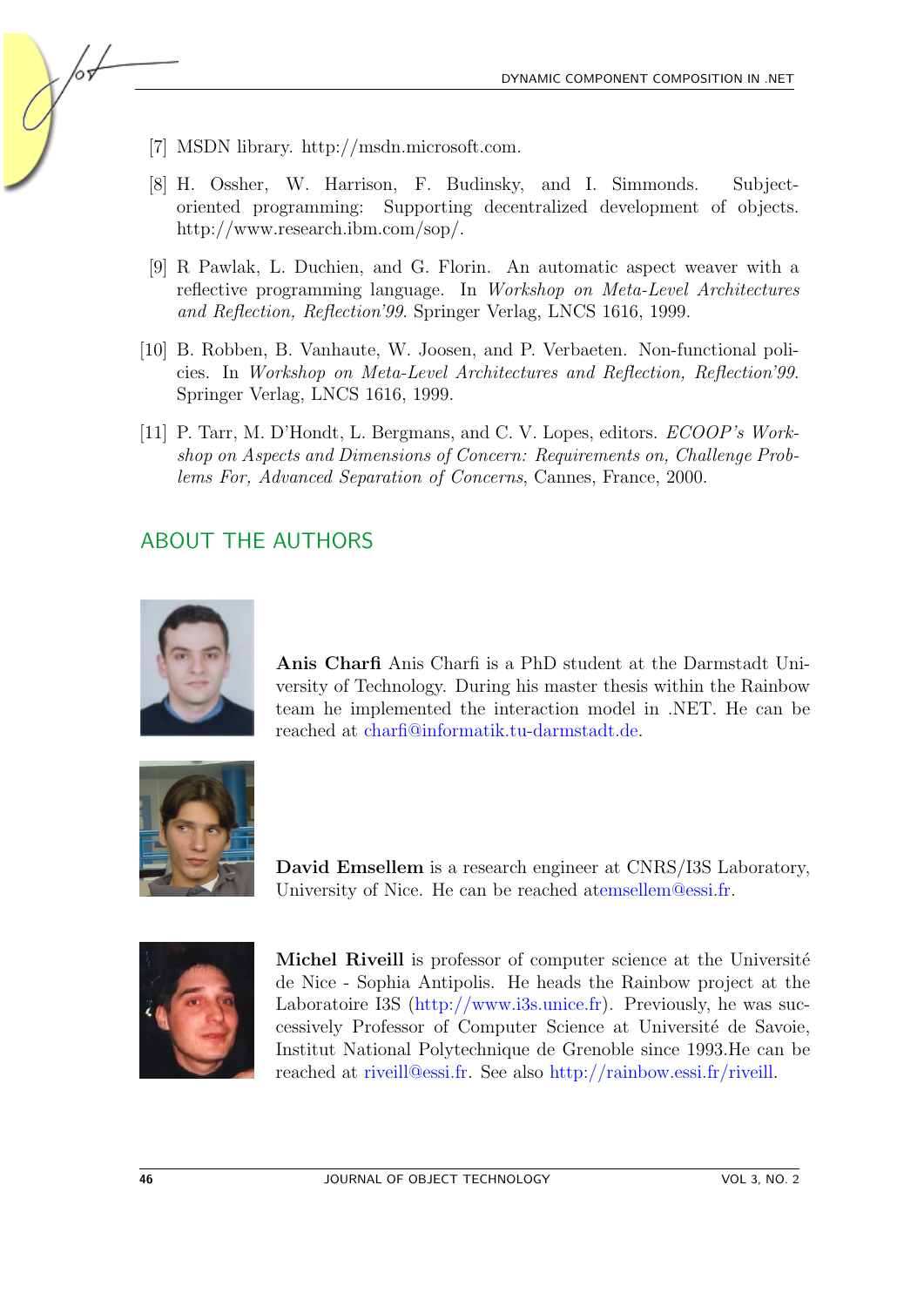[7] MSDN library. http://msdn.microsoft.com.

[8] H. Ossher, W. Harrison, F. Budinsky, and I. Simmonds. Subject-oriented programming: Supporting decentralized development of objects. http://www.research.ibm.com/sop/.

[9] R Pawlak, L. Duchien, and G. Florin. An automatic aspect weaver with a reflective programming language. In *Workshop on Meta-Level Architectures and Reflection, Reflection'99*. Springer Verlag, LNCS 1616, 1999.

[10] B. Robben, B. Vanhaute, W. Joosen, and P. Verbaeten. Non-functional policies. In *Workshop on Meta-Level Architectures and Reflection, Reflection'99*. Springer Verlag, LNCS 1616, 1999.

[11] P. Tarr, M. D'Hondt, L. Bergmans, and C. V. Lopes, editors. *ECOOP's Workshop on Aspects and Dimensions of Concern: Requirements on, Challenge Problems For, Advanced Separation of Concerns*, Cannes, France, 2000.

## ABOUT THE AUTHORS

**Anis Charfi** Anis Charfi is a PhD student at the Darmstadt University of Technology. During his master thesis within the Rainbow team he implemented the interaction model in .NET. He can be reached at charfi@informatik.tu-darmstadt.de.

**David Emsellem** is a research engineer at CNRS/I3S Laboratory, University of Nice. He can be reached atemsellem@essi.fr.

**Michel Riveill** is professor of computer science at the Université de Nice - Sophia Antipolis. He heads the Rainbow project at the Laboratoire I3S (http://www.i3s.unice.fr). Previously, he was successively Professor of Computer Science at Université de Savoie, Institut National Polytechnique de Grenoble since 1993.He can be reached at riveill@essi.fr. See also http://rainbow.essi.fr/riveill.